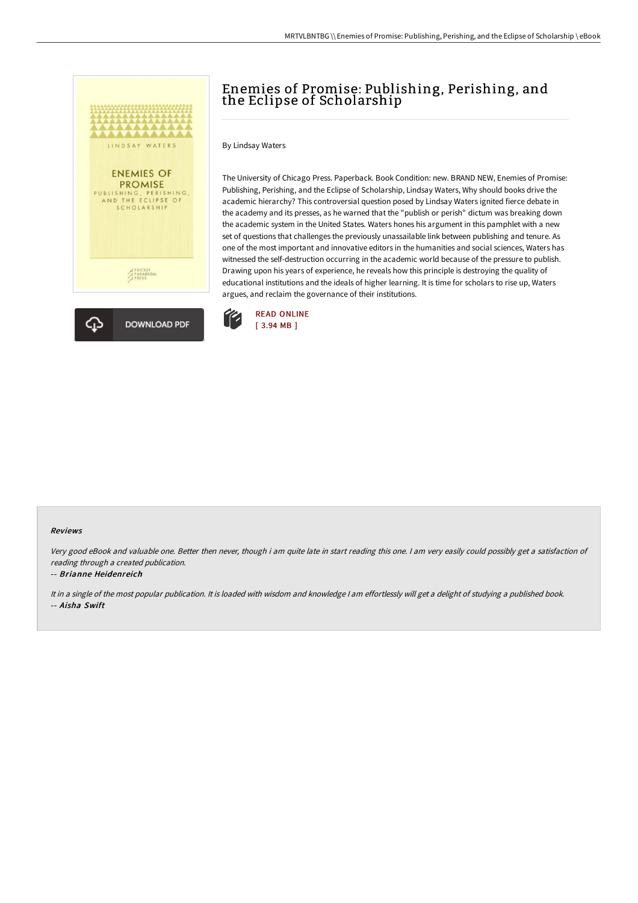# Enemies of Promise: Publishing, Perishing, and the Eclipse of Scholarship

By Lindsay Waters

The University of Chicago Press. Paperback. Book Condition: new. BRAND NEW, Enemies of Promise: Publishing, Perishing, and the Eclipse of Scholarship, Lindsay Waters, Why should books drive the academic hierarchy? This controversial question posed by Lindsay Waters ignited fierce debate in the academy and its presses, as he warned that the "publish or perish" dictum was breaking down the academic system in the United States. Waters hones his argument in this pamphlet with a new set of questions that challenges the previously unassailable link between publishing and tenure. As one of the most important and innovative editors in the humanities and social sciences, Waters has witnessed the self-destruction occurring in the academic world because of the pressure to publish. Drawing upon his years of experience, he reveals how this principle is destroying the quality of educational institutions and the ideals of higher learning. It is time for scholars to rise up, Waters argues, and reclaim the governance of their institutions.

DOWNLOAD PDF

READ ONLINE
[ 3.94 MB ]

### Reviews

*Very good eBook and valuable one. Better then never, though i am quite late in start reading this one. I am very easily could possibly get a satisfaction of reading through a created publication.*

-- ***Brianne Heidenreich***

*It in a single of the most popular publication. It is loaded with wisdom and knowledge I am effortlessly will get a delight of studying a published book.*

-- ***Aisha Swift***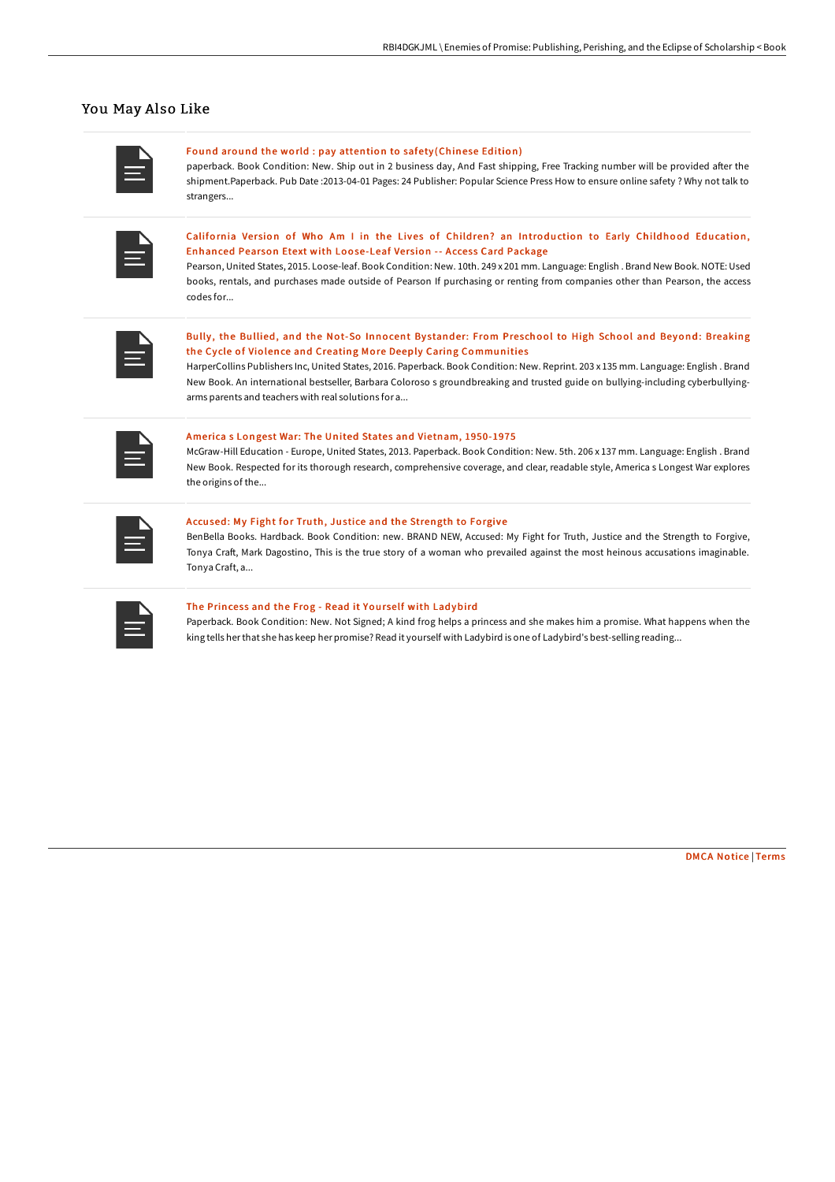## You May Also Like

### Found around the world : pay attention to safety(Chinese Edition)

paperback. Book Condition: New. Ship out in 2 business day, And Fast shipping, Free Tracking number will be provided after the shipment.Paperback. Pub Date :2013-04-01 Pages: 24 Publisher: Popular Science Press How to ensure online safety ? Why not talk to strangers...

### California Version of Who Am I in the Lives of Children? an Introduction to Early Childhood Education, Enhanced Pearson Etext with Loose-Leaf Version -- Access Card Package

Pearson, United States, 2015. Loose-leaf. Book Condition: New. 10th. 249 x 201 mm. Language: English . Brand New Book. NOTE: Used books, rentals, and purchases made outside of Pearson If purchasing or renting from companies other than Pearson, the access codes for...

### Bully, the Bullied, and the Not-So Innocent Bystander: From Preschool to High School and Beyond: Breaking the Cycle of Violence and Creating More Deeply Caring Communities

HarperCollins Publishers Inc, United States, 2016. Paperback. Book Condition: New. Reprint. 203 x 135 mm. Language: English . Brand New Book. An international bestseller, Barbara Coloroso s groundbreaking and trusted guide on bullying-including cyberbullying-arms parents and teachers with real solutions for a...

### America s Longest War: The United States and Vietnam, 1950-1975

McGraw-Hill Education - Europe, United States, 2013. Paperback. Book Condition: New. 5th. 206 x 137 mm. Language: English . Brand New Book. Respected for its thorough research, comprehensive coverage, and clear, readable style, America s Longest War explores the origins of the...

### Accused: My Fight for Truth, Justice and the Strength to Forgive

BenBella Books. Hardback. Book Condition: new. BRAND NEW, Accused: My Fight for Truth, Justice and the Strength to Forgive, Tonya Craft, Mark Dagostino, This is the true story of a woman who prevailed against the most heinous accusations imaginable. Tonya Craft, a...

### The Princess and the Frog - Read it Yourself with Ladybird

Paperback. Book Condition: New. Not Signed; A kind frog helps a princess and she makes him a promise. What happens when the king tells her that she has keep her promise? Read it yourself with Ladybird is one of Ladybird's best-selling reading...

DMCA Notice | Terms